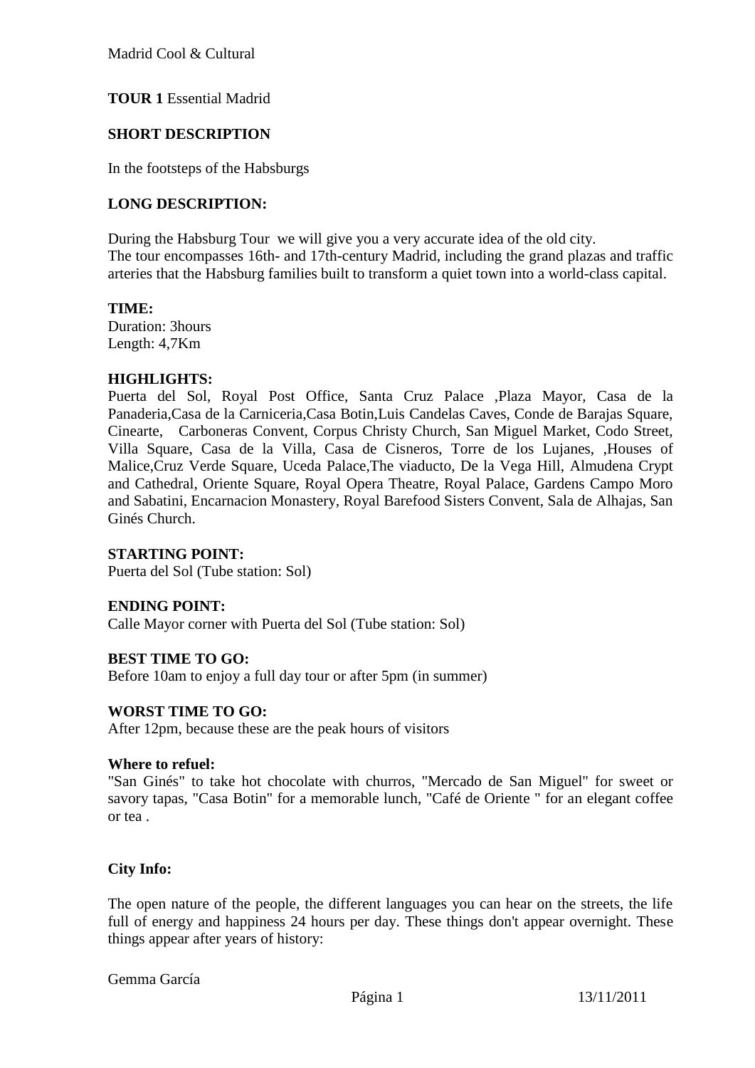Madrid Cool & Cultural

**TOUR 1** Essential Madrid

**SHORT DESCRIPTION**

In the footsteps of the Habsburgs

**LONG DESCRIPTION:**

During the Habsburg Tour we will give you a very accurate idea of the old city.
The tour encompasses 16th- and 17th-century Madrid, including the grand plazas and traffic arteries that the Habsburg families built to transform a quiet town into a world-class capital.

**TIME:**
Duration: 3hours
Length: 4,7Km

**HIGHLIGHTS:**
Puerta del Sol, Royal Post Office, Santa Cruz Palace ,Plaza Mayor, Casa de la Panaderia,Casa de la Carniceria,Casa Botin,Luis Candelas Caves, Conde de Barajas Square, Cinearte, Carboneras Convent, Corpus Christy Church, San Miguel Market, Codo Street, Villa Square, Casa de la Villa, Casa de Cisneros, Torre de los Lujanes, ,Houses of Malice,Cruz Verde Square, Uceda Palace,The viaducto, De la Vega Hill, Almudena Crypt and Cathedral, Oriente Square, Royal Opera Theatre, Royal Palace, Gardens Campo Moro and Sabatini, Encarnacion Monastery, Royal Barefood Sisters Convent, Sala de Alhajas, San Ginés Church.

**STARTING POINT:**
Puerta del Sol (Tube station: Sol)

**ENDING POINT:**
Calle Mayor corner with Puerta del Sol (Tube station: Sol)

**BEST TIME TO GO:**
Before 10am to enjoy a full day tour or after 5pm (in summer)

**WORST TIME TO GO:**
After 12pm, because these are the peak hours of visitors

**Where to refuel:**
"San Ginés" to take hot chocolate with churros, "Mercado de San Miguel" for sweet or savory tapas, "Casa Botin" for a memorable lunch, "Café de Oriente " for an elegant coffee or tea .

**City Info:**

The open nature of the people, the different languages you can hear on the streets, the life full of energy and happiness 24 hours per day. These things don't appear overnight. These things appear after years of history:

Gemma García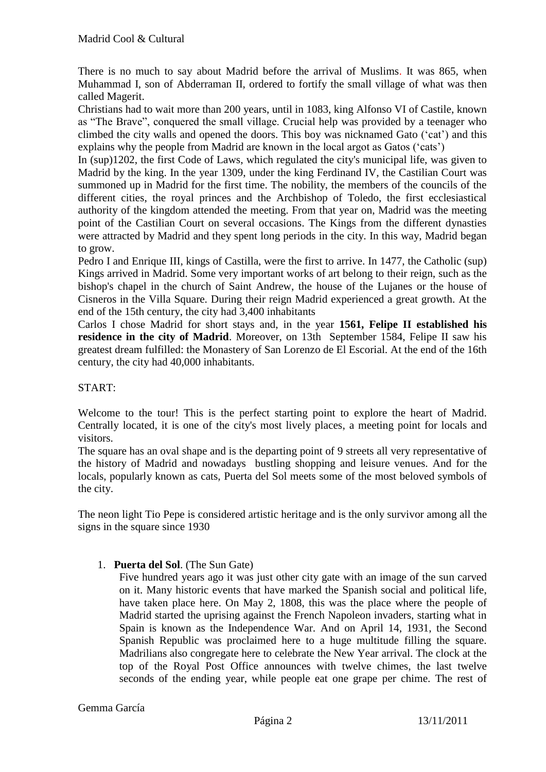There is no much to say about Madrid before the arrival of Muslims. It was 865, when Muhammad I, son of Abderraman II, ordered to fortify the small village of what was then called Magerit.

Christians had to wait more than 200 years, until in 1083, king Alfonso VI of Castile, known as "The Brave", conquered the small village. Crucial help was provided by a teenager who climbed the city walls and opened the doors. This boy was nicknamed Gato ('cat') and this explains why the people from Madrid are known in the local argot as Gatos ('cats')

In (sup)1202, the first Code of Laws, which regulated the city's municipal life, was given to Madrid by the king. In the year 1309, under the king Ferdinand IV, the Castilian Court was summoned up in Madrid for the first time. The nobility, the members of the councils of the different cities, the royal princes and the Archbishop of Toledo, the first ecclesiastical authority of the kingdom attended the meeting. From that year on, Madrid was the meeting point of the Castilian Court on several occasions. The Kings from the different dynasties were attracted by Madrid and they spent long periods in the city. In this way, Madrid began to grow.

Pedro I and Enrique III, kings of Castilla, were the first to arrive. In 1477, the Catholic (sup) Kings arrived in Madrid. Some very important works of art belong to their reign, such as the bishop's chapel in the church of Saint Andrew, the house of the Lujanes or the house of Cisneros in the Villa Square. During their reign Madrid experienced a great growth. At the end of the 15th century, the city had 3,400 inhabitants

Carlos I chose Madrid for short stays and, in the year **1561, Felipe II established his residence in the city of Madrid**. Moreover, on 13th September 1584, Felipe II saw his greatest dream fulfilled: the Monastery of San Lorenzo de El Escorial. At the end of the 16th century, the city had 40,000 inhabitants.

START:

Welcome to the tour! This is the perfect starting point to explore the heart of Madrid. Centrally located, it is one of the city's most lively places, a meeting point for locals and visitors.

The square has an oval shape and is the departing point of 9 streets all very representative of the history of Madrid and nowadays bustling shopping and leisure venues. And for the locals, popularly known as cats, Puerta del Sol meets some of the most beloved symbols of the city.

The neon light Tio Pepe is considered artistic heritage and is the only survivor among all the signs in the square since 1930

1. **Puerta del Sol**. (The Sun Gate)

   Five hundred years ago it was just other city gate with an image of the sun carved on it. Many historic events that have marked the Spanish social and political life, have taken place here. On May 2, 1808, this was the place where the people of Madrid started the uprising against the French Napoleon invaders, starting what in Spain is known as the Independence War. And on April 14, 1931, the Second Spanish Republic was proclaimed here to a huge multitude filling the square. Madrilians also congregate here to celebrate the New Year arrival. The clock at the top of the Royal Post Office announces with twelve chimes, the last twelve seconds of the ending year, while people eat one grape per chime. The rest of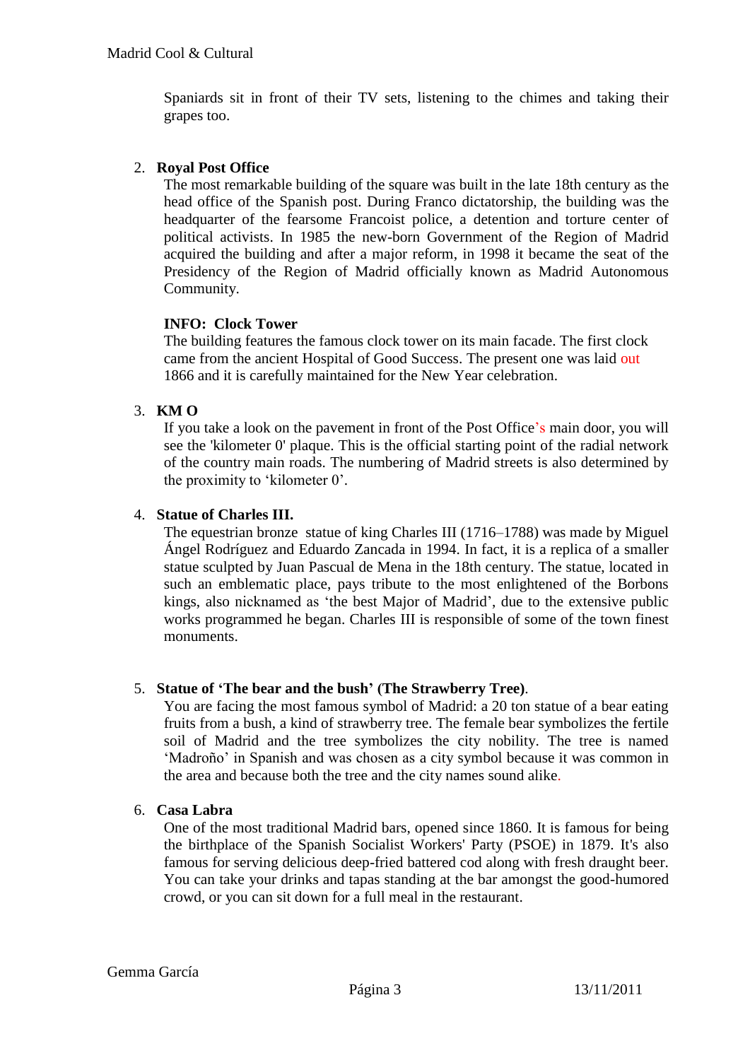Spaniards sit in front of their TV sets, listening to the chimes and taking their grapes too.

2. **Royal Post Office**

   The most remarkable building of the square was built in the late 18th century as the head office of the Spanish post. During Franco dictatorship, the building was the headquarter of the fearsome Francoist police, a detention and torture center of political activists. In 1985 the new-born Government of the Region of Madrid acquired the building and after a major reform, in 1998 it became the seat of the Presidency of the Region of Madrid officially known as Madrid Autonomous Community.

   **INFO: Clock Tower**

   The building features the famous clock tower on its main facade. The first clock came from the ancient Hospital of Good Success. The present one was laid out 1866 and it is carefully maintained for the New Year celebration.

3. **KM O**

   If you take a look on the pavement in front of the Post Office's main door, you will see the 'kilometer 0' plaque. This is the official starting point of the radial network of the country main roads. The numbering of Madrid streets is also determined by the proximity to 'kilometer 0'.

4. **Statue of Charles III.**

   The equestrian bronze statue of king Charles III (1716–1788) was made by Miguel Ángel Rodríguez and Eduardo Zancada in 1994. In fact, it is a replica of a smaller statue sculpted by Juan Pascual de Mena in the 18th century. The statue, located in such an emblematic place, pays tribute to the most enlightened of the Borbons kings, also nicknamed as 'the best Major of Madrid', due to the extensive public works programmed he began. Charles III is responsible of some of the town finest monuments.

5. **Statue of 'The bear and the bush' (The Strawberry Tree)**.

   You are facing the most famous symbol of Madrid: a 20 ton statue of a bear eating fruits from a bush, a kind of strawberry tree. The female bear symbolizes the fertile soil of Madrid and the tree symbolizes the city nobility. The tree is named 'Madroño' in Spanish and was chosen as a city symbol because it was common in the area and because both the tree and the city names sound alike.

6. **Casa Labra**

   One of the most traditional Madrid bars, opened since 1860. It is famous for being the birthplace of the Spanish Socialist Workers' Party (PSOE) in 1879. It's also famous for serving delicious deep-fried battered cod along with fresh draught beer. You can take your drinks and tapas standing at the bar amongst the good-humored crowd, or you can sit down for a full meal in the restaurant.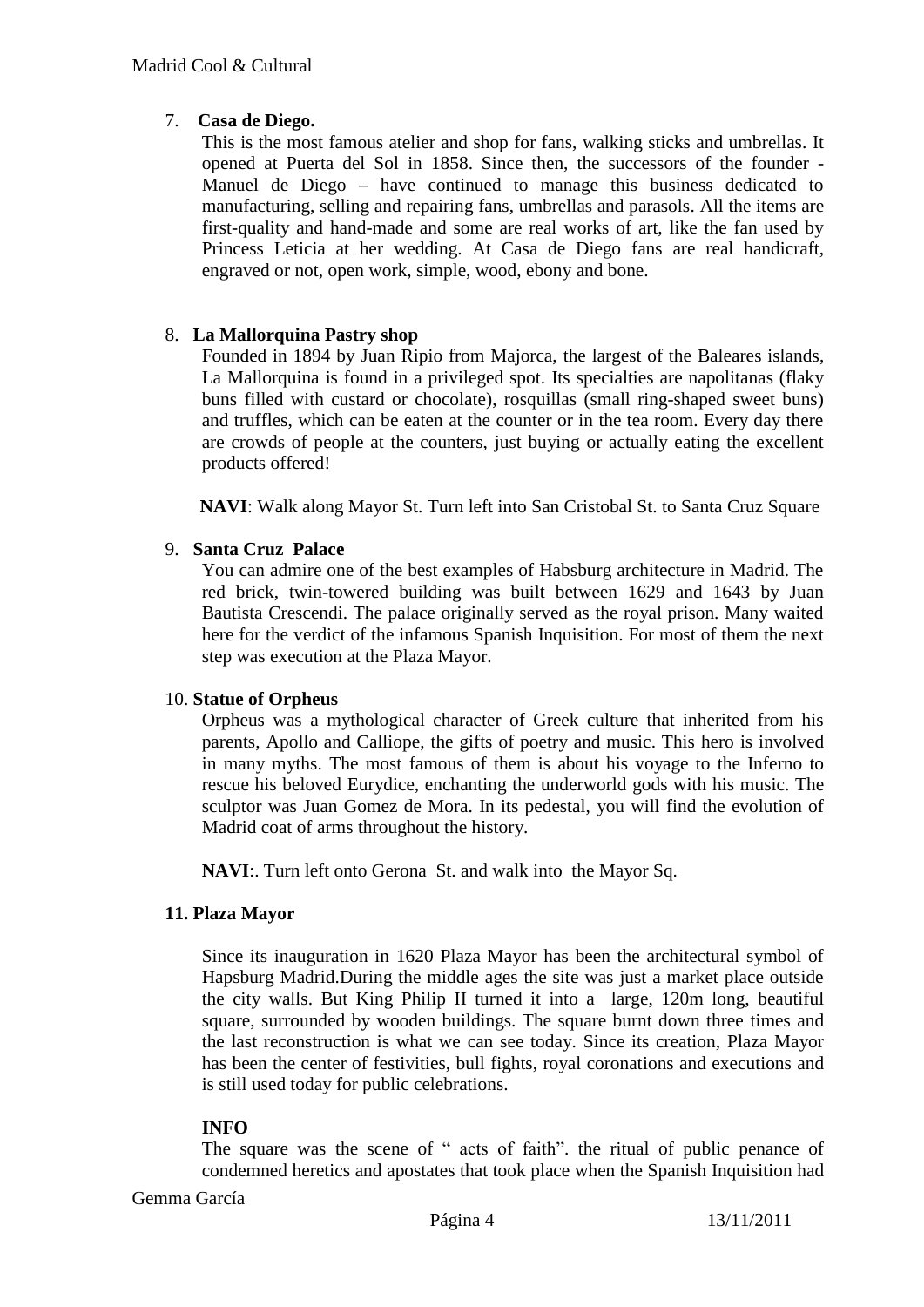7. **Casa de Diego.**

   This is the most famous atelier and shop for fans, walking sticks and umbrellas. It opened at Puerta del Sol in 1858. Since then, the successors of the founder - Manuel de Diego – have continued to manage this business dedicated to manufacturing, selling and repairing fans, umbrellas and parasols. All the items are first-quality and hand-made and some are real works of art, like the fan used by Princess Leticia at her wedding. At Casa de Diego fans are real handicraft, engraved or not, open work, simple, wood, ebony and bone.

8. **La Mallorquina Pastry shop**

   Founded in 1894 by Juan Ripio from Majorca, the largest of the Baleares islands, La Mallorquina is found in a privileged spot. Its specialties are napolitanas (flaky buns filled with custard or chocolate), rosquillas (small ring-shaped sweet buns) and truffles, which can be eaten at the counter or in the tea room. Every day there are crowds of people at the counters, just buying or actually eating the excellent products offered!

   **NAVI**: Walk along Mayor St. Turn left into San Cristobal St. to Santa Cruz Square

9. **Santa Cruz Palace**

   You can admire one of the best examples of Habsburg architecture in Madrid. The red brick, twin-towered building was built between 1629 and 1643 by Juan Bautista Crescendi. The palace originally served as the royal prison. Many waited here for the verdict of the infamous Spanish Inquisition. For most of them the next step was execution at the Plaza Mayor.

10. **Statue of Orpheus**

    Orpheus was a mythological character of Greek culture that inherited from his parents, Apollo and Calliope, the gifts of poetry and music. This hero is involved in many myths. The most famous of them is about his voyage to the Inferno to rescue his beloved Eurydice, enchanting the underworld gods with his music. The sculptor was Juan Gomez de Mora. In its pedestal, you will find the evolution of Madrid coat of arms throughout the history.

    **NAVI**:. Turn left onto Gerona St. and walk into the Mayor Sq.

**11. Plaza Mayor**

Since its inauguration in 1620 Plaza Mayor has been the architectural symbol of Hapsburg Madrid.During the middle ages the site was just a market place outside the city walls. But King Philip II turned it into a large, 120m long, beautiful square, surrounded by wooden buildings. The square burnt down three times and the last reconstruction is what we can see today. Since its creation, Plaza Mayor has been the center of festivities, bull fights, royal coronations and executions and is still used today for public celebrations.

**INFO**

The square was the scene of " acts of faith". the ritual of public penance of condemned heretics and apostates that took place when the Spanish Inquisition had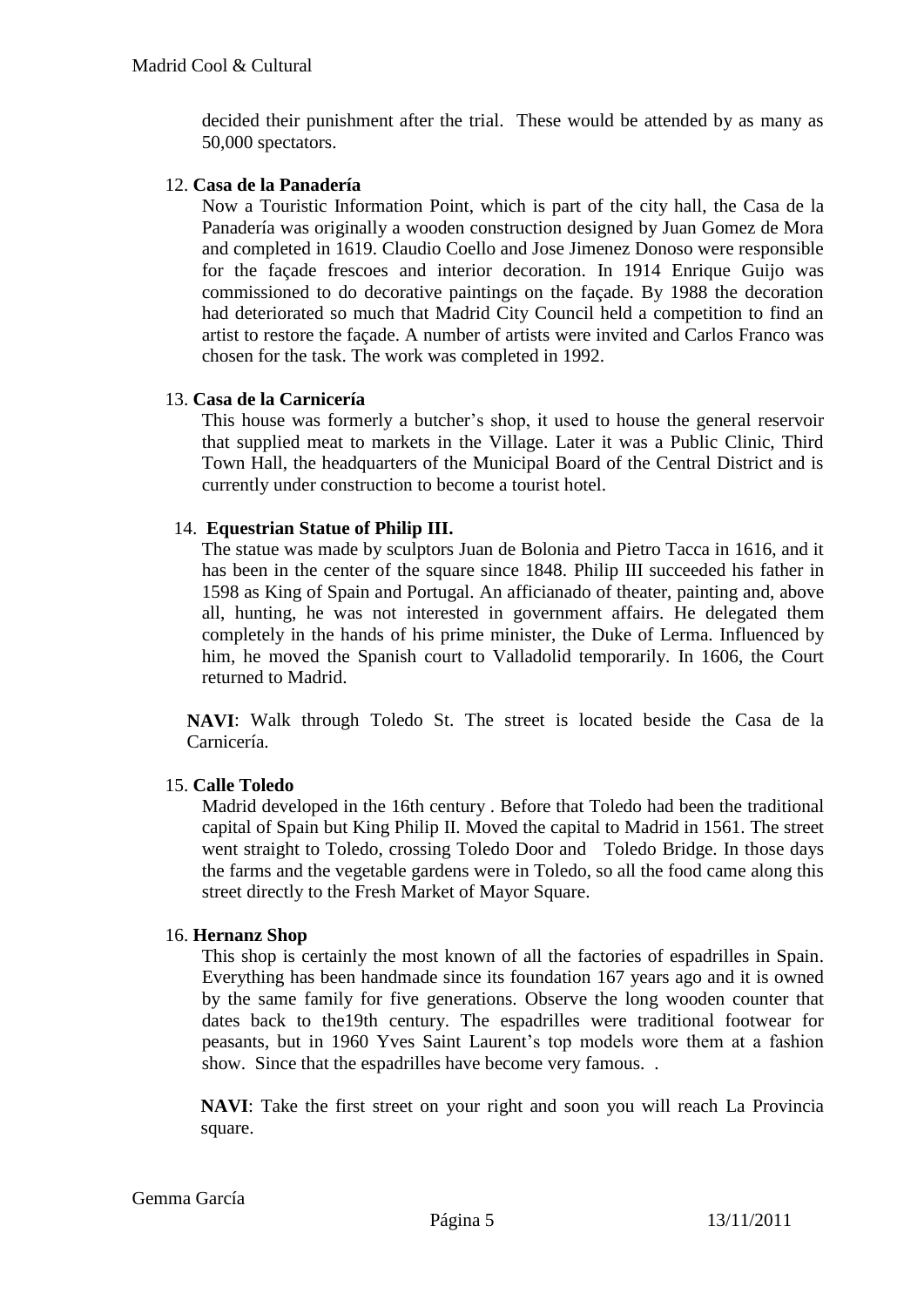decided their punishment after the trial. These would be attended by as many as 50,000 spectators.

12. **Casa de la Panadería**

 Now a Touristic Information Point, which is part of the city hall, the Casa de la Panadería was originally a wooden construction designed by Juan Gomez de Mora and completed in 1619. Claudio Coello and Jose Jimenez Donoso were responsible for the façade frescoes and interior decoration. In 1914 Enrique Guijo was commissioned to do decorative paintings on the façade. By 1988 the decoration had deteriorated so much that Madrid City Council held a competition to find an artist to restore the façade. A number of artists were invited and Carlos Franco was chosen for the task. The work was completed in 1992.

13. **Casa de la Carnicería**

 This house was formerly a butcher's shop, it used to house the general reservoir that supplied meat to markets in the Village. Later it was a Public Clinic, Third Town Hall, the headquarters of the Municipal Board of the Central District and is currently under construction to become a tourist hotel.

14. **Equestrian Statue of Philip III.**

 The statue was made by sculptors Juan de Bolonia and Pietro Tacca in 1616, and it has been in the center of the square since 1848. Philip III succeeded his father in 1598 as King of Spain and Portugal. An afficianado of theater, painting and, above all, hunting, he was not interested in government affairs. He delegated them completely in the hands of his prime minister, the Duke of Lerma. Influenced by him, he moved the Spanish court to Valladolid temporarily. In 1606, the Court returned to Madrid.

 **NAVI**: Walk through Toledo St. The street is located beside the Casa de la Carnicería.

15. **Calle Toledo**

 Madrid developed in the 16th century . Before that Toledo had been the traditional capital of Spain but King Philip II. Moved the capital to Madrid in 1561. The street went straight to Toledo, crossing Toledo Door and Toledo Bridge. In those days the farms and the vegetable gardens were in Toledo, so all the food came along this street directly to the Fresh Market of Mayor Square.

16. **Hernanz Shop**

 This shop is certainly the most known of all the factories of espadrilles in Spain. Everything has been handmade since its foundation 167 years ago and it is owned by the same family for five generations. Observe the long wooden counter that dates back to the19th century. The espadrilles were traditional footwear for peasants, but in 1960 Yves Saint Laurent's top models wore them at a fashion show. Since that the espadrilles have become very famous. .

 **NAVI**: Take the first street on your right and soon you will reach La Provincia square.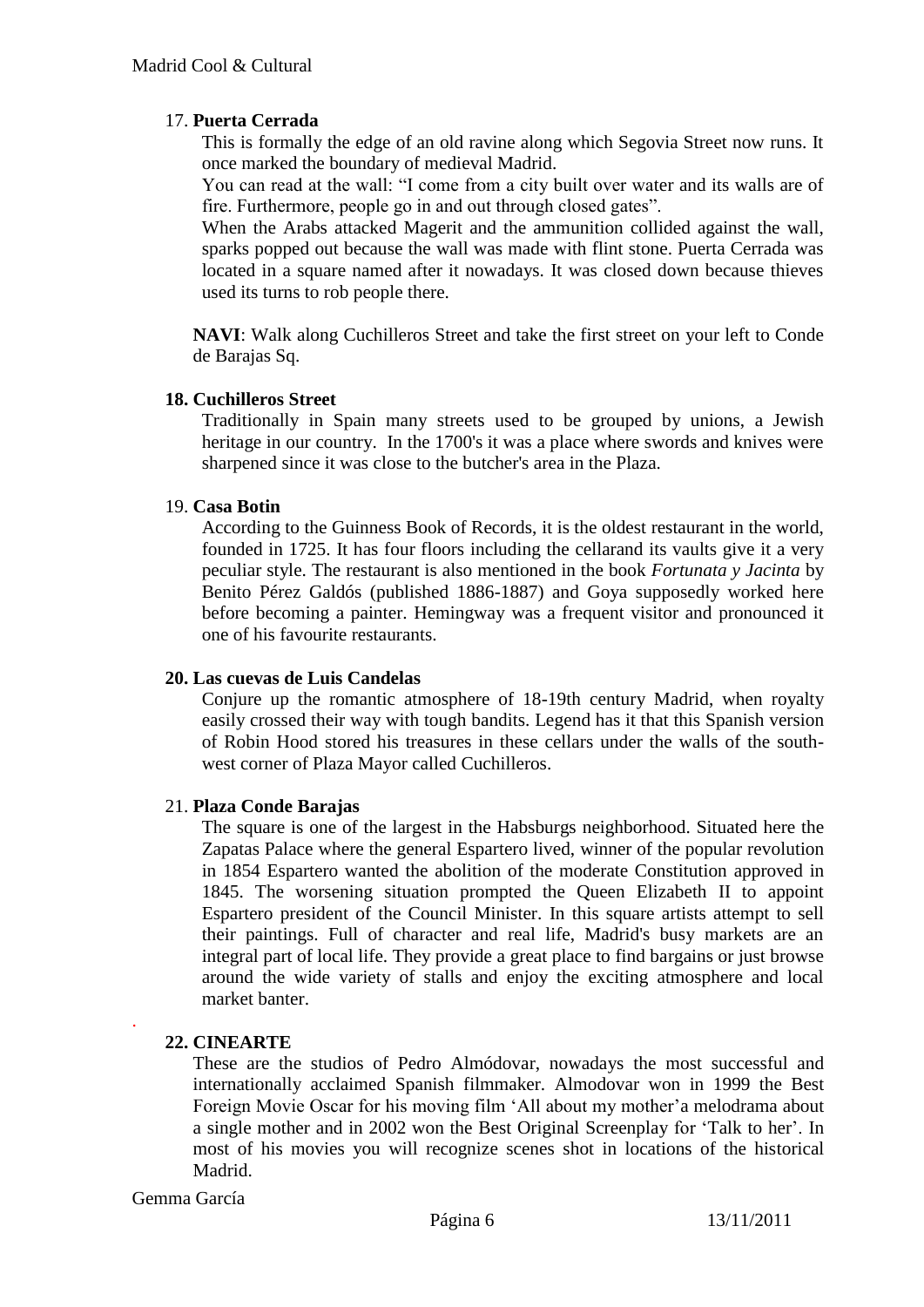### 17. **Puerta Cerrada**

This is formally the edge of an old ravine along which Segovia Street now runs. It once marked the boundary of medieval Madrid.

You can read at the wall: "I come from a city built over water and its walls are of fire. Furthermore, people go in and out through closed gates".

When the Arabs attacked Magerit and the ammunition collided against the wall, sparks popped out because the wall was made with flint stone. Puerta Cerrada was located in a square named after it nowadays. It was closed down because thieves used its turns to rob people there.

**NAVI**: Walk along Cuchilleros Street and take the first street on your left to Conde de Barajas Sq.

### **18. Cuchilleros Street**

Traditionally in Spain many streets used to be grouped by unions, a Jewish heritage in our country. In the 1700's it was a place where swords and knives were sharpened since it was close to the butcher's area in the Plaza.

### 19. **Casa Botin**

According to the Guinness Book of Records, it is the oldest restaurant in the world, founded in 1725. It has four floors including the cellarand its vaults give it a very peculiar style. The restaurant is also mentioned in the book *Fortunata y Jacinta* by Benito Pérez Galdós (published 1886-1887) and Goya supposedly worked here before becoming a painter. Hemingway was a frequent visitor and pronounced it one of his favourite restaurants.

### **20. Las cuevas de Luis Candelas**

Conjure up the romantic atmosphere of 18-19th century Madrid, when royalty easily crossed their way with tough bandits. Legend has it that this Spanish version of Robin Hood stored his treasures in these cellars under the walls of the south-west corner of Plaza Mayor called Cuchilleros.

### 21. **Plaza Conde Barajas**

The square is one of the largest in the Habsburgs neighborhood. Situated here the Zapatas Palace where the general Espartero lived, winner of the popular revolution in 1854 Espartero wanted the abolition of the moderate Constitution approved in 1845. The worsening situation prompted the Queen Elizabeth II to appoint Espartero president of the Council Minister. In this square artists attempt to sell their paintings. Full of character and real life, Madrid's busy markets are an integral part of local life. They provide a great place to find bargains or just browse around the wide variety of stalls and enjoy the exciting atmosphere and local market banter.

### **22. CINEARTE**

These are the studios of Pedro Almódovar, nowadays the most successful and internationally acclaimed Spanish filmmaker. Almodovar won in 1999 the Best Foreign Movie Oscar for his moving film 'All about my mother'a melodrama about a single mother and in 2002 won the Best Original Screenplay for 'Talk to her'. In most of his movies you will recognize scenes shot in locations of the historical Madrid.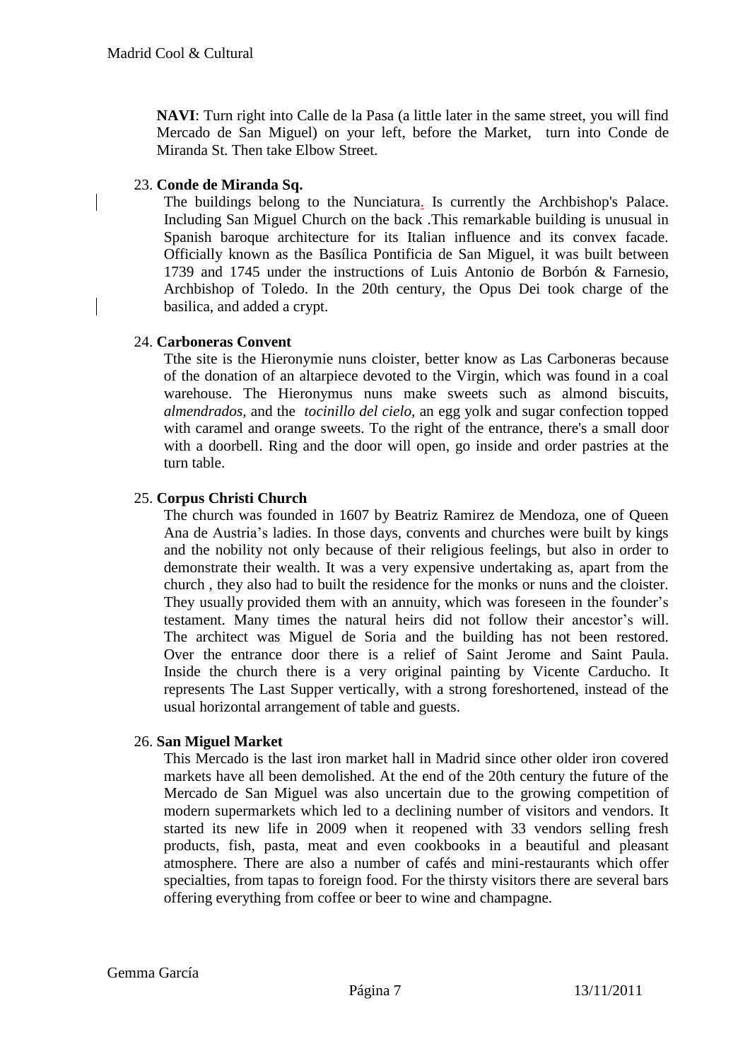**NAVI**: Turn right into Calle de la Pasa (a little later in the same street, you will find Mercado de San Miguel) on your left, before the Market, turn into Conde de Miranda St. Then take Elbow Street.

23. **Conde de Miranda Sq.**

    The buildings belong to the Nunciatura. Is currently the Archbishop's Palace. Including San Miguel Church on the back .This remarkable building is unusual in Spanish baroque architecture for its Italian influence and its convex facade. Officially known as the Basílica Pontificia de San Miguel, it was built between 1739 and 1745 under the instructions of Luis Antonio de Borbón & Farnesio, Archbishop of Toledo. In the 20th century, the Opus Dei took charge of the basilica, and added a crypt.

24. **Carboneras Convent**

    Tthe site is the Hieronymie nuns cloister, better know as Las Carboneras because of the donation of an altarpiece devoted to the Virgin, which was found in a coal warehouse. The Hieronymus nuns make sweets such as almond biscuits, *almendrados,* and the *tocinillo del cielo,* an egg yolk and sugar confection topped with caramel and orange sweets. To the right of the entrance, there's a small door with a doorbell. Ring and the door will open, go inside and order pastries at the turn table.

25. **Corpus Christi Church**

    The church was founded in 1607 by Beatriz Ramirez de Mendoza, one of Queen Ana de Austria's ladies. In those days, convents and churches were built by kings and the nobility not only because of their religious feelings, but also in order to demonstrate their wealth. It was a very expensive undertaking as, apart from the church , they also had to built the residence for the monks or nuns and the cloister. They usually provided them with an annuity, which was foreseen in the founder's testament. Many times the natural heirs did not follow their ancestor's will. The architect was Miguel de Soria and the building has not been restored. Over the entrance door there is a relief of Saint Jerome and Saint Paula. Inside the church there is a very original painting by Vicente Carducho. It represents The Last Supper vertically, with a strong foreshortened, instead of the usual horizontal arrangement of table and guests.

26. **San Miguel Market**

    This Mercado is the last iron market hall in Madrid since other older iron covered markets have all been demolished. At the end of the 20th century the future of the Mercado de San Miguel was also uncertain due to the growing competition of modern supermarkets which led to a declining number of visitors and vendors. It started its new life in 2009 when it reopened with 33 vendors selling fresh products, fish, pasta, meat and even cookbooks in a beautiful and pleasant atmosphere. There are also a number of cafés and mini-restaurants which offer specialties, from tapas to foreign food. For the thirsty visitors there are several bars offering everything from coffee or beer to wine and champagne.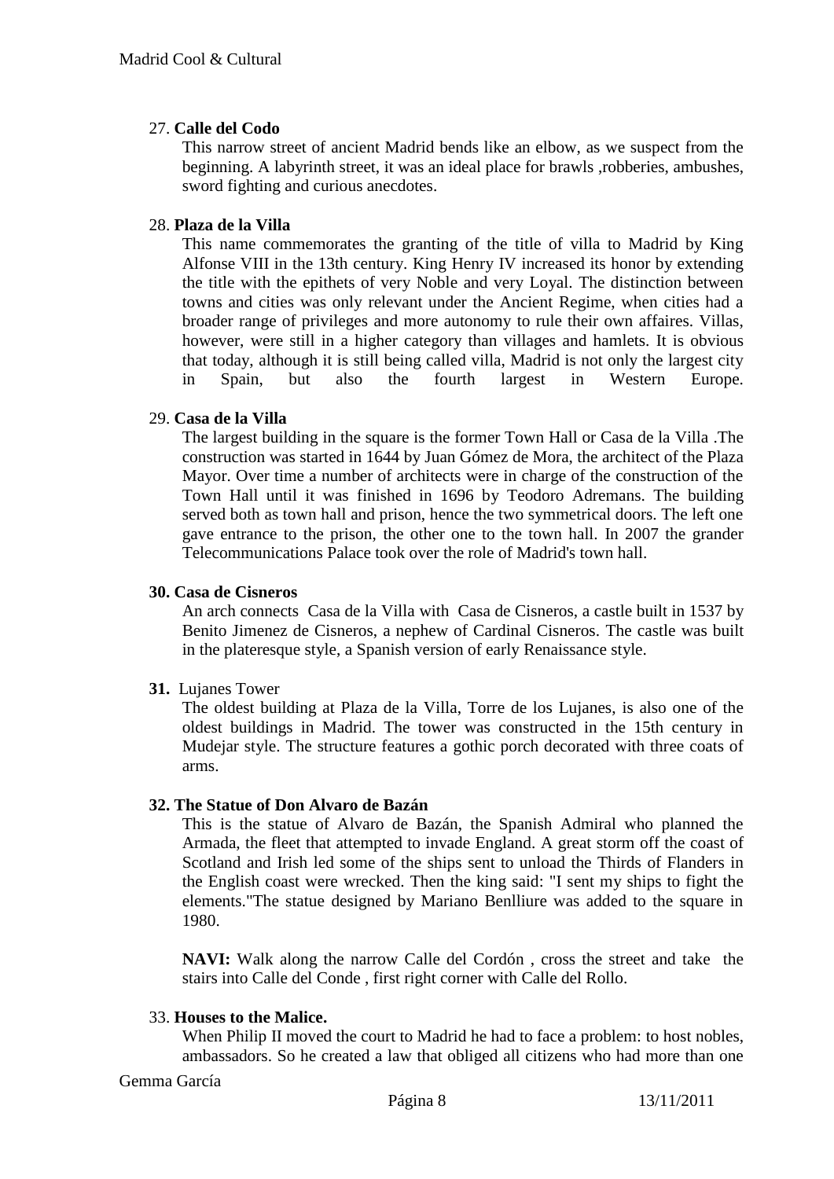27. **Calle del Codo**

This narrow street of ancient Madrid bends like an elbow, as we suspect from the beginning. A labyrinth street, it was an ideal place for brawls ,robberies, ambushes, sword fighting and curious anecdotes.

28. **Plaza de la Villa**

This name commemorates the granting of the title of villa to Madrid by King Alfonse VIII in the 13th century. King Henry IV increased its honor by extending the title with the epithets of very Noble and very Loyal. The distinction between towns and cities was only relevant under the Ancient Regime, when cities had a broader range of privileges and more autonomy to rule their own affaires. Villas, however, were still in a higher category than villages and hamlets. It is obvious that today, although it is still being called villa, Madrid is not only the largest city in Spain, but also the fourth largest in Western Europe.

29. **Casa de la Villa**

The largest building in the square is the former Town Hall or Casa de la Villa .The construction was started in 1644 by Juan Gómez de Mora, the architect of the Plaza Mayor. Over time a number of architects were in charge of the construction of the Town Hall until it was finished in 1696 by Teodoro Adremans. The building served both as town hall and prison, hence the two symmetrical doors. The left one gave entrance to the prison, the other one to the town hall. In 2007 the grander Telecommunications Palace took over the role of Madrid's town hall.

**30. Casa de Cisneros**

An arch connects Casa de la Villa with Casa de Cisneros, a castle built in 1537 by Benito Jimenez de Cisneros, a nephew of Cardinal Cisneros. The castle was built in the plateresque style, a Spanish version of early Renaissance style.

**31.** Lujanes Tower

The oldest building at Plaza de la Villa, Torre de los Lujanes, is also one of the oldest buildings in Madrid. The tower was constructed in the 15th century in Mudejar style. The structure features a gothic porch decorated with three coats of arms.

**32. The Statue of Don Alvaro de Bazán**

This is the statue of Alvaro de Bazán, the Spanish Admiral who planned the Armada, the fleet that attempted to invade England. A great storm off the coast of Scotland and Irish led some of the ships sent to unload the Thirds of Flanders in the English coast were wrecked. Then the king said: "I sent my ships to fight the elements."The statue designed by Mariano Benlliure was added to the square in 1980.

**NAVI:** Walk along the narrow Calle del Cordón , cross the street and take the stairs into Calle del Conde , first right corner with Calle del Rollo.

33. **Houses to the Malice.**

When Philip II moved the court to Madrid he had to face a problem: to host nobles, ambassadors. So he created a law that obliged all citizens who had more than one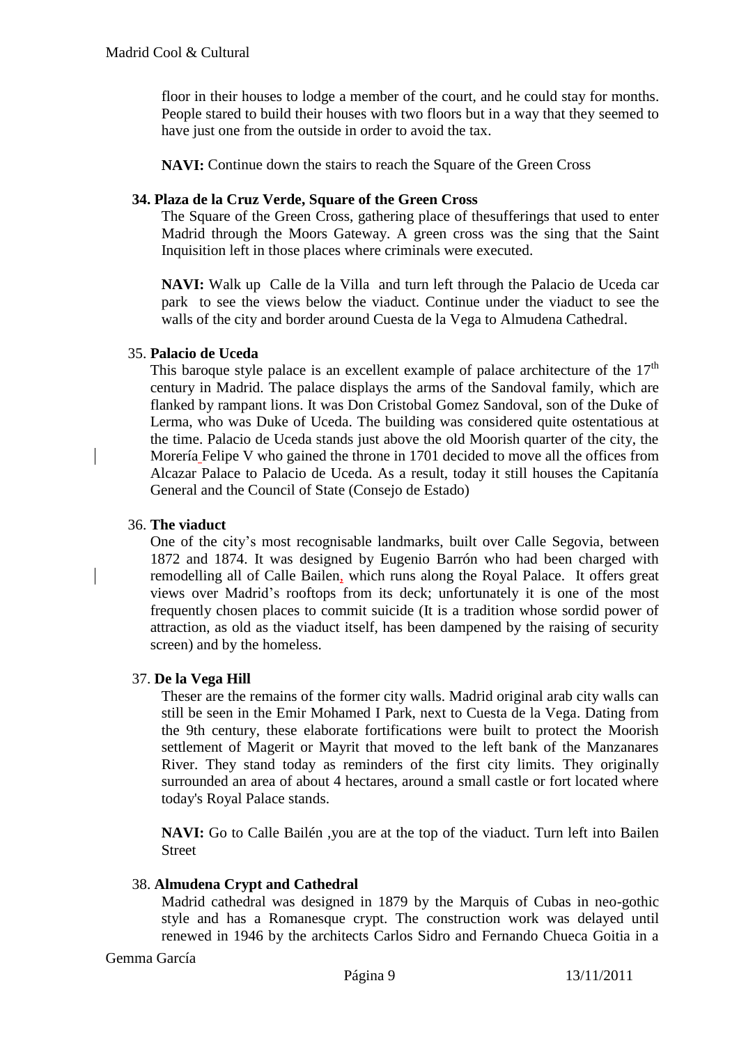floor in their houses to lodge a member of the court, and he could stay for months. People stared to build their houses with two floors but in a way that they seemed to have just one from the outside in order to avoid the tax.

**NAVI:** Continue down the stairs to reach the Square of the Green Cross

### 34. Plaza de la Cruz Verde, Square of the Green Cross

The Square of the Green Cross, gathering place of thesufferings that used to enter Madrid through the Moors Gateway. A green cross was the sing that the Saint Inquisition left in those places where criminals were executed.

**NAVI:** Walk up Calle de la Villa and turn left through the Palacio de Uceda car park to see the views below the viaduct. Continue under the viaduct to see the walls of the city and border around Cuesta de la Vega to Almudena Cathedral.

### 35. Palacio de Uceda

This baroque style palace is an excellent example of palace architecture of the 17th century in Madrid. The palace displays the arms of the Sandoval family, which are flanked by rampant lions. It was Don Cristobal Gomez Sandoval, son of the Duke of Lerma, who was Duke of Uceda. The building was considered quite ostentatious at the time. Palacio de Uceda stands just above the old Moorish quarter of the city, the Morería Felipe V who gained the throne in 1701 decided to move all the offices from Alcazar Palace to Palacio de Uceda. As a result, today it still houses the Capitanía General and the Council of State (Consejo de Estado)

### 36. The viaduct

One of the city's most recognisable landmarks, built over Calle Segovia, between 1872 and 1874. It was designed by Eugenio Barrón who had been charged with remodelling all of Calle Bailen, which runs along the Royal Palace. It offers great views over Madrid's rooftops from its deck; unfortunately it is one of the most frequently chosen places to commit suicide (It is a tradition whose sordid power of attraction, as old as the viaduct itself, has been dampened by the raising of security screen) and by the homeless.

### 37. De la Vega Hill

Theser are the remains of the former city walls. Madrid original arab city walls can still be seen in the Emir Mohamed I Park, next to Cuesta de la Vega. Dating from the 9th century, these elaborate fortifications were built to protect the Moorish settlement of Magerit or Mayrit that moved to the left bank of the Manzanares River. They stand today as reminders of the first city limits. They originally surrounded an area of about 4 hectares, around a small castle or fort located where today's Royal Palace stands.

**NAVI:** Go to Calle Bailén ,you are at the top of the viaduct. Turn left into Bailen Street

### 38. Almudena Crypt and Cathedral

Madrid cathedral was designed in 1879 by the Marquis of Cubas in neo-gothic style and has a Romanesque crypt. The construction work was delayed until renewed in 1946 by the architects Carlos Sidro and Fernando Chueca Goitia in a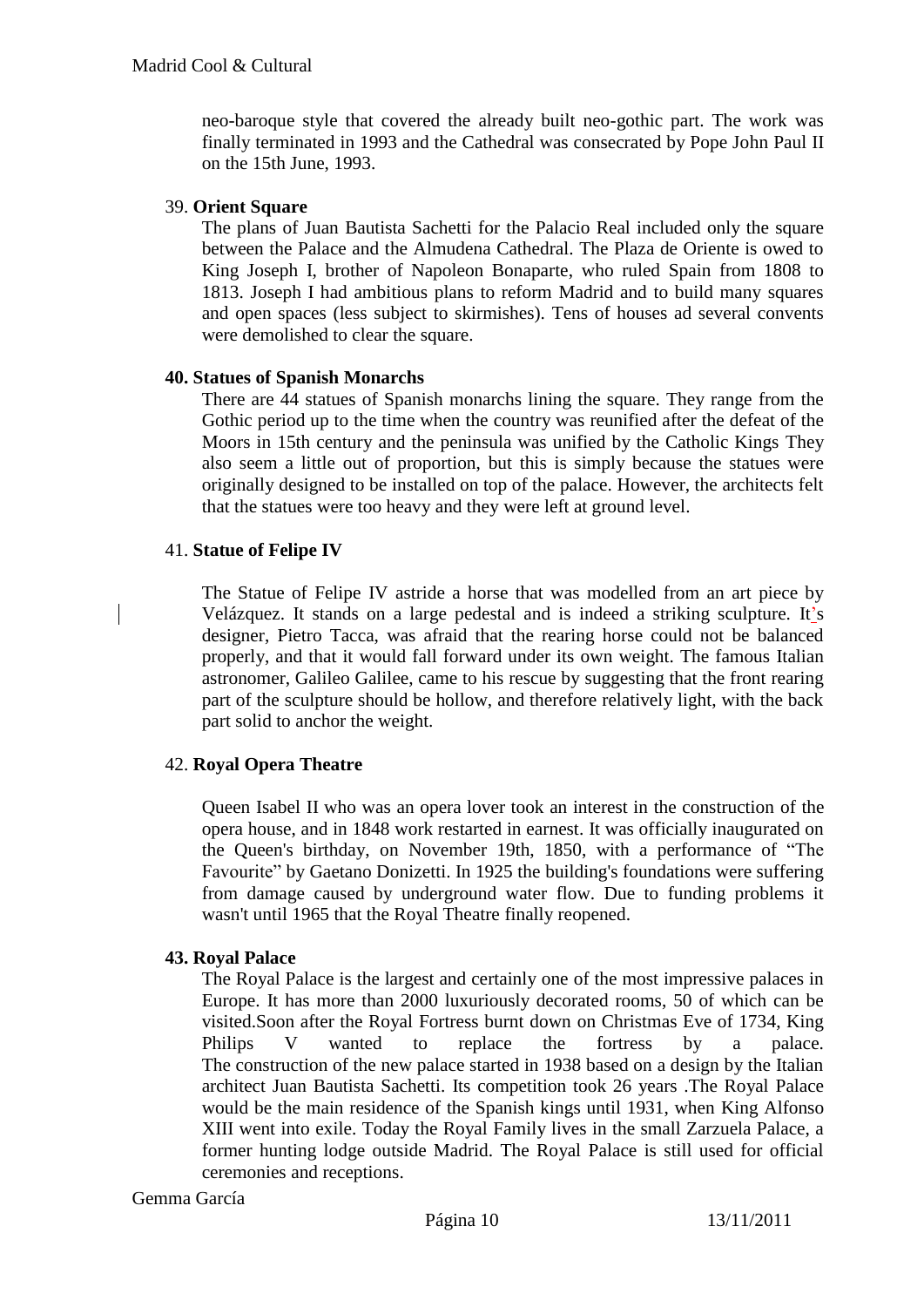neo-baroque style that covered the already built neo-gothic part. The work was finally terminated in 1993 and the Cathedral was consecrated by Pope John Paul II on the 15th June, 1993.

39. **Orient Square**

The plans of Juan Bautista Sachetti for the Palacio Real included only the square between the Palace and the Almudena Cathedral. The Plaza de Oriente is owed to King Joseph I, brother of Napoleon Bonaparte, who ruled Spain from 1808 to 1813. Joseph I had ambitious plans to reform Madrid and to build many squares and open spaces (less subject to skirmishes). Tens of houses ad several convents were demolished to clear the square.

**40. Statues of Spanish Monarchs**

There are 44 statues of Spanish monarchs lining the square. They range from the Gothic period up to the time when the country was reunified after the defeat of the Moors in 15th century and the peninsula was unified by the Catholic Kings They also seem a little out of proportion, but this is simply because the statues were originally designed to be installed on top of the palace. However, the architects felt that the statues were too heavy and they were left at ground level.

41. **Statue of Felipe IV**

The Statue of Felipe IV astride a horse that was modelled from an art piece by Velázquez. It stands on a large pedestal and is indeed a striking sculpture. It's designer, Pietro Tacca, was afraid that the rearing horse could not be balanced properly, and that it would fall forward under its own weight. The famous Italian astronomer, Galileo Galilee, came to his rescue by suggesting that the front rearing part of the sculpture should be hollow, and therefore relatively light, with the back part solid to anchor the weight.

42. **Royal Opera Theatre**

Queen Isabel II who was an opera lover took an interest in the construction of the opera house, and in 1848 work restarted in earnest. It was officially inaugurated on the Queen's birthday, on November 19th, 1850, with a performance of "The Favourite" by Gaetano Donizetti. In 1925 the building's foundations were suffering from damage caused by underground water flow. Due to funding problems it wasn't until 1965 that the Royal Theatre finally reopened.

**43. Royal Palace**

The Royal Palace is the largest and certainly one of the most impressive palaces in Europe. It has more than 2000 luxuriously decorated rooms, 50 of which can be visited.Soon after the Royal Fortress burnt down on Christmas Eve of 1734, King Philips V wanted to replace the fortress by a palace. The construction of the new palace started in 1938 based on a design by the Italian architect Juan Bautista Sachetti. Its competition took 26 years .The Royal Palace would be the main residence of the Spanish kings until 1931, when King Alfonso XIII went into exile. Today the Royal Family lives in the small Zarzuela Palace, a former hunting lodge outside Madrid. The Royal Palace is still used for official ceremonies and receptions.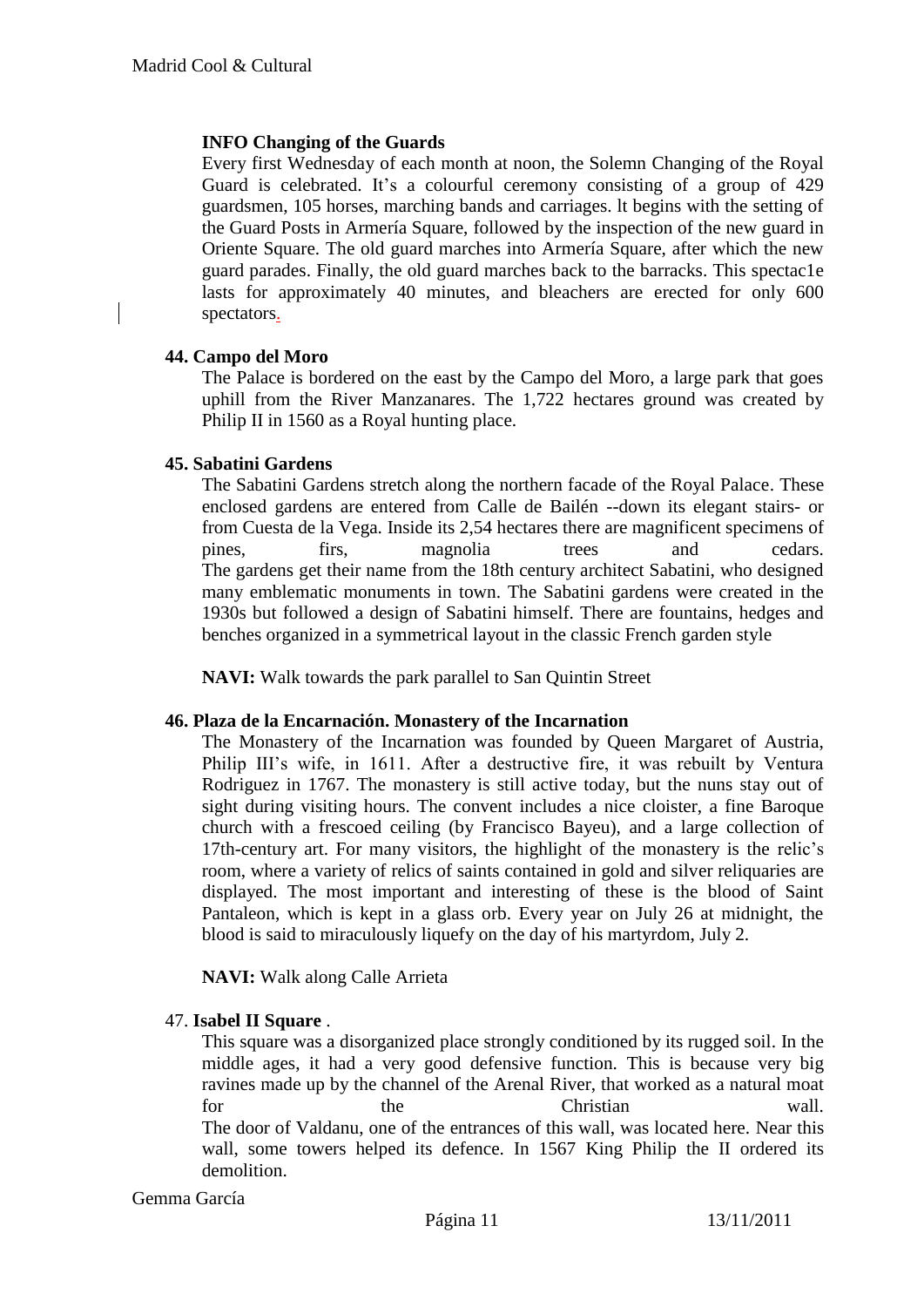**INFO Changing of the Guards**

Every first Wednesday of each month at noon, the Solemn Changing of the Royal Guard is celebrated. It's a colourful ceremony consisting of a group of 429 guardsmen, 105 horses, marching bands and carriages. lt begins with the setting of the Guard Posts in Armería Square, followed by the inspection of the new guard in Oriente Square. The old guard marches into Armería Square, after which the new guard parades. Finally, the old guard marches back to the barracks. This spectac1e lasts for approximately 40 minutes, and bleachers are erected for only 600 spectators.

**44. Campo del Moro**

The Palace is bordered on the east by the Campo del Moro, a large park that goes uphill from the River Manzanares. The 1,722 hectares ground was created by Philip II in 1560 as a Royal hunting place.

**45. Sabatini Gardens**

The Sabatini Gardens stretch along the northern facade of the Royal Palace. These enclosed gardens are entered from Calle de Bailén --down its elegant stairs- or from Cuesta de la Vega. Inside its 2,54 hectares there are magnificent specimens of pines, firs, magnolia trees and cedars.
The gardens get their name from the 18th century architect Sabatini, who designed many emblematic monuments in town. The Sabatini gardens were created in the 1930s but followed a design of Sabatini himself. There are fountains, hedges and benches organized in a symmetrical layout in the classic French garden style

**NAVI:** Walk towards the park parallel to San Quintin Street

**46. Plaza de la Encarnación. Monastery of the Incarnation**

The Monastery of the Incarnation was founded by Queen Margaret of Austria, Philip III's wife, in 1611. After a destructive fire, it was rebuilt by Ventura Rodriguez in 1767. The monastery is still active today, but the nuns stay out of sight during visiting hours. The convent includes a nice cloister, a fine Baroque church with a frescoed ceiling (by Francisco Bayeu), and a large collection of 17th-century art. For many visitors, the highlight of the monastery is the relic's room, where a variety of relics of saints contained in gold and silver reliquaries are displayed. The most important and interesting of these is the blood of Saint Pantaleon, which is kept in a glass orb. Every year on July 26 at midnight, the blood is said to miraculously liquefy on the day of his martyrdom, July 2.

**NAVI:** Walk along Calle Arrieta

47. **Isabel II Square** .

This square was a disorganized place strongly conditioned by its rugged soil. In the middle ages, it had a very good defensive function. This is because very big ravines made up by the channel of the Arenal River, that worked as a natural moat for the Christian wall.
The door of Valdanu, one of the entrances of this wall, was located here. Near this wall, some towers helped its defence. In 1567 King Philip the II ordered its demolition.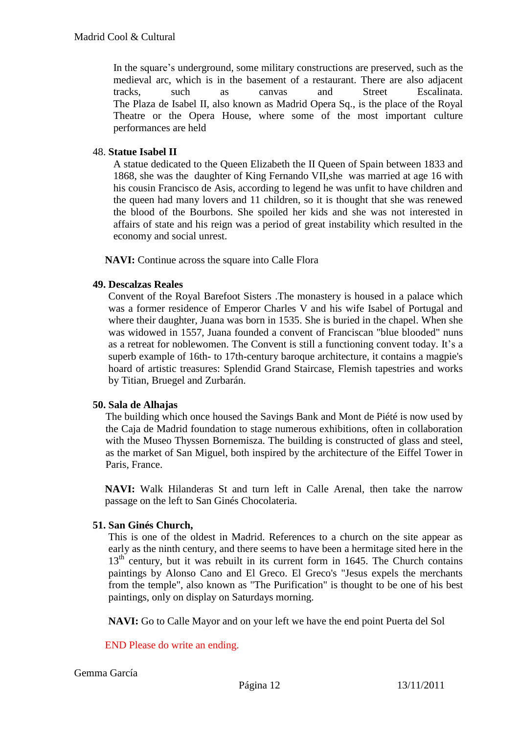In the square's underground, some military constructions are preserved, such as the medieval arc, which is in the basement of a restaurant. There are also adjacent tracks, such as canvas and Street Escalinata.
The Plaza de Isabel II, also known as Madrid Opera Sq., is the place of the Royal Theatre or the Opera House, where some of the most important culture performances are held

48. **Statue Isabel II**

A statue dedicated to the Queen Elizabeth the II Queen of Spain between 1833 and 1868, she was the daughter of King Fernando VII,she was married at age 16 with his cousin Francisco de Asis, according to legend he was unfit to have children and the queen had many lovers and 11 children, so it is thought that she was renewed the blood of the Bourbons. She spoiled her kids and she was not interested in affairs of state and his reign was a period of great instability which resulted in the economy and social unrest.

**NAVI:** Continue across the square into Calle Flora

**49. Descalzas Reales**

Convent of the Royal Barefoot Sisters .The monastery is housed in a palace which was a former residence of Emperor Charles V and his wife Isabel of Portugal and where their daughter, Juana was born in 1535. She is buried in the chapel. When she was widowed in 1557, Juana founded a convent of Franciscan "blue blooded" nuns as a retreat for noblewomen. The Convent is still a functioning convent today. It's a superb example of 16th- to 17th-century baroque architecture, it contains a magpie's hoard of artistic treasures: Splendid Grand Staircase, Flemish tapestries and works by Titian, Bruegel and Zurbarán.

**50. Sala de Alhajas**

The building which once housed the Savings Bank and Mont de Piété is now used by the Caja de Madrid foundation to stage numerous exhibitions, often in collaboration with the Museo Thyssen Bornemisza. The building is constructed of glass and steel, as the market of San Miguel, both inspired by the architecture of the Eiffel Tower in Paris, France.

**NAVI:** Walk Hilanderas St and turn left in Calle Arenal, then take the narrow passage on the left to San Ginés Chocolateria.

**51. San Ginés Church,**

This is one of the oldest in Madrid. References to a church on the site appear as early as the ninth century, and there seems to have been a hermitage sited here in the 13th century, but it was rebuilt in its current form in 1645. The Church contains paintings by Alonso Cano and El Greco. El Greco's "Jesus expels the merchants from the temple", also known as "The Purification" is thought to be one of his best paintings, only on display on Saturdays morning.

**NAVI:** Go to Calle Mayor and on your left we have the end point Puerta del Sol

END Please do write an ending.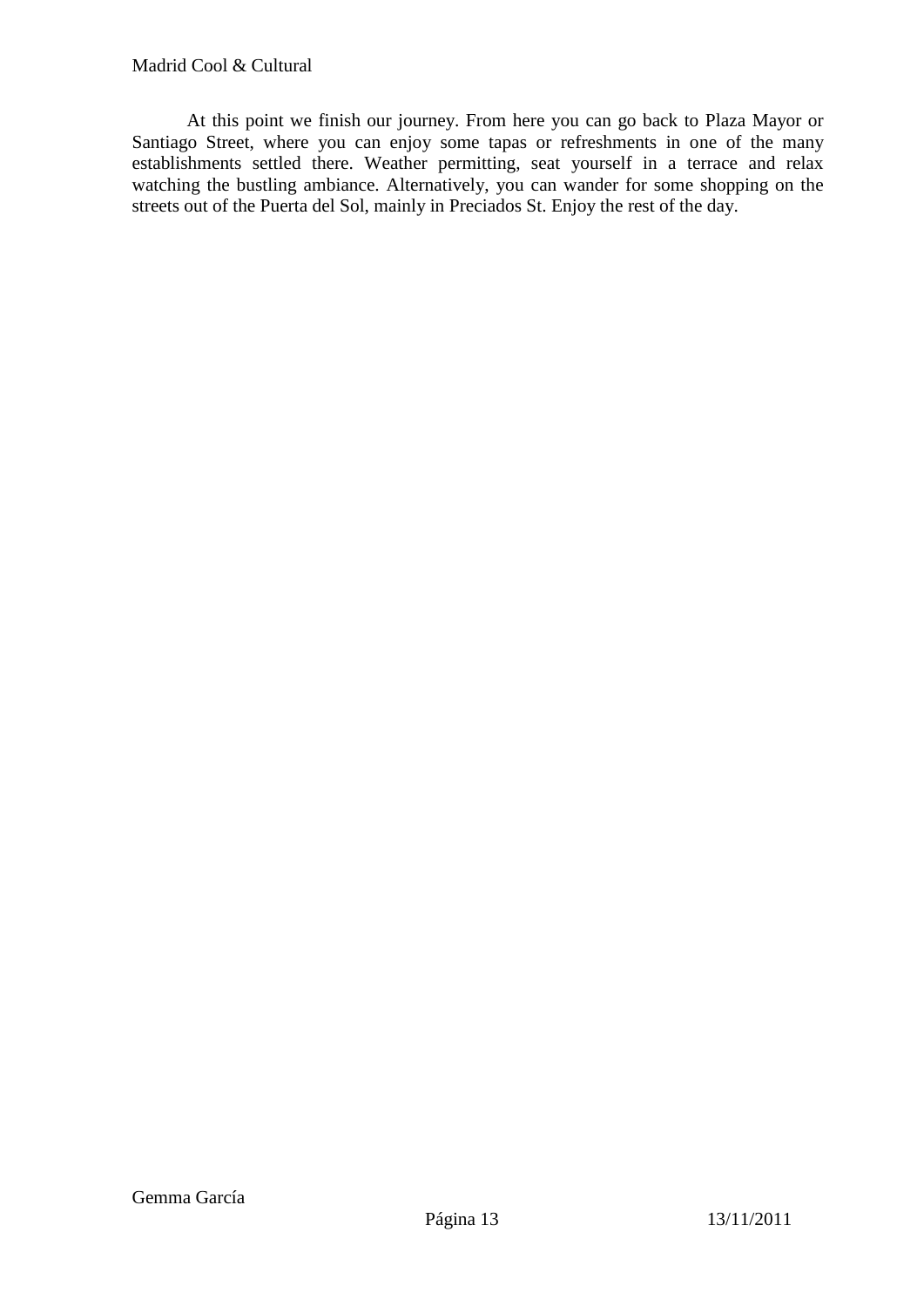At this point we finish our journey. From here you can go back to Plaza Mayor or Santiago Street, where you can enjoy some tapas or refreshments in one of the many establishments settled there. Weather permitting, seat yourself in a terrace and relax watching the bustling ambiance. Alternatively, you can wander for some shopping on the streets out of the Puerta del Sol, mainly in Preciados St. Enjoy the rest of the day.